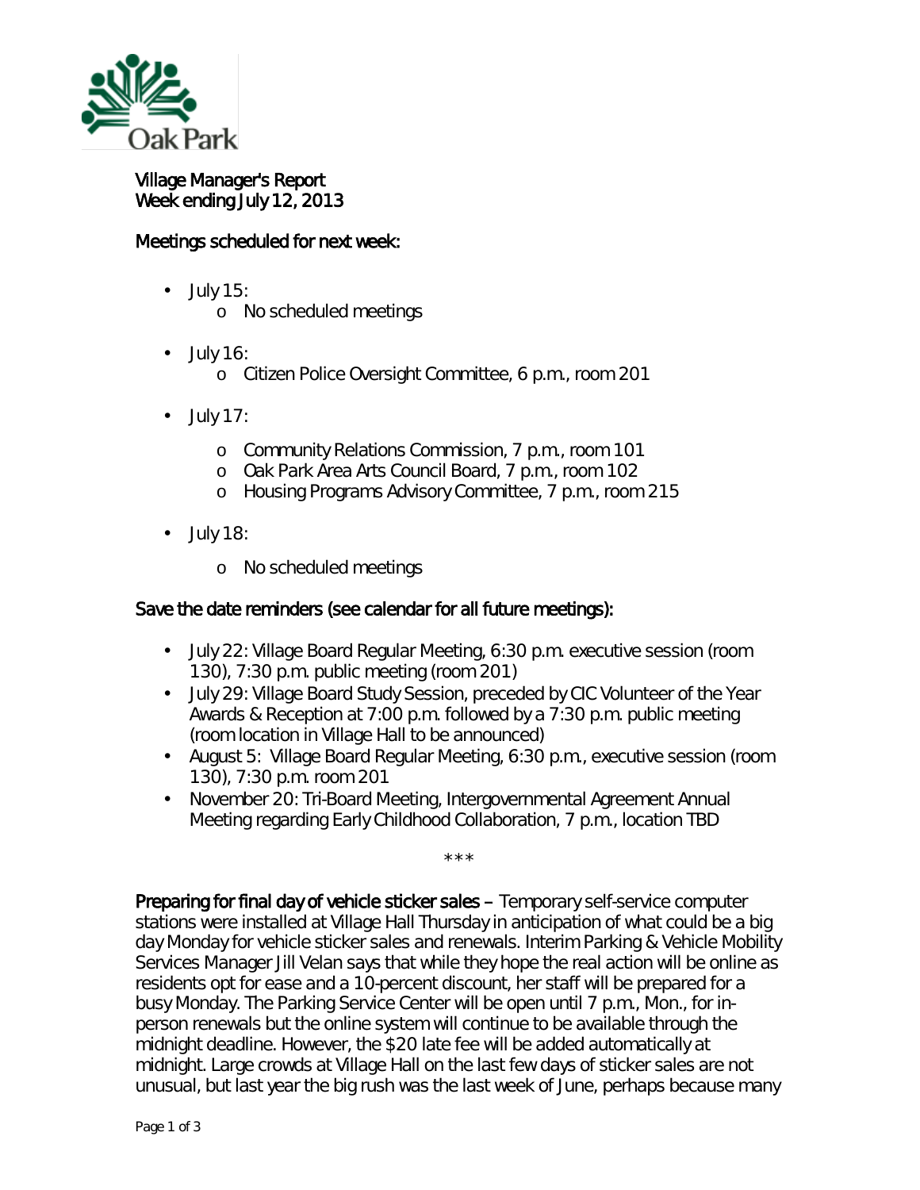Village Manager's Report
Week ending July 12, 2013

## Meetings scheduled for next week:

- July 15:
  - No scheduled meetings
- July 16:
  - Citizen Police Oversight Committee, 6 p.m., room 201
- July 17:
  - Community Relations Commission, 7 p.m., room 101
  - Oak Park Area Arts Council Board, 7 p.m., room 102
  - Housing Programs Advisory Committee, 7 p.m., room 215
- July 18:
  - No scheduled meetings

## Save the date reminders (see calendar for all future meetings):

- July 22: Village Board Regular Meeting, 6:30 p.m. executive session (room 130), 7:30 p.m. public meeting (room 201)
- July 29: Village Board Study Session, preceded by CIC Volunteer of the Year Awards & Reception at 7:00 p.m. followed by a 7:30 p.m. public meeting (room location in Village Hall to be announced)
- August 5: Village Board Regular Meeting, 6:30 p.m., executive session (room 130), 7:30 p.m. room 201
- November 20: Tri-Board Meeting, Intergovernmental Agreement Annual Meeting regarding Early Childhood Collaboration, 7 p.m., location TBD

***

**Preparing for final day of vehicle sticker sales** – Temporary self-service computer stations were installed at Village Hall Thursday in anticipation of what could be a big day Monday for vehicle sticker sales and renewals. Interim Parking & Vehicle Mobility Services Manager Jill Velan says that while they hope the real action will be online as residents opt for ease and a 10-percent discount, her staff will be prepared for a busy Monday. The Parking Service Center will be open until 7 p.m., Mon., for in-person renewals but the online system will continue to be available through the midnight deadline. However, the $20 late fee will be added automatically at midnight. Large crowds at Village Hall on the last few days of sticker sales are not unusual, but last year the big rush was the last week of June, perhaps because many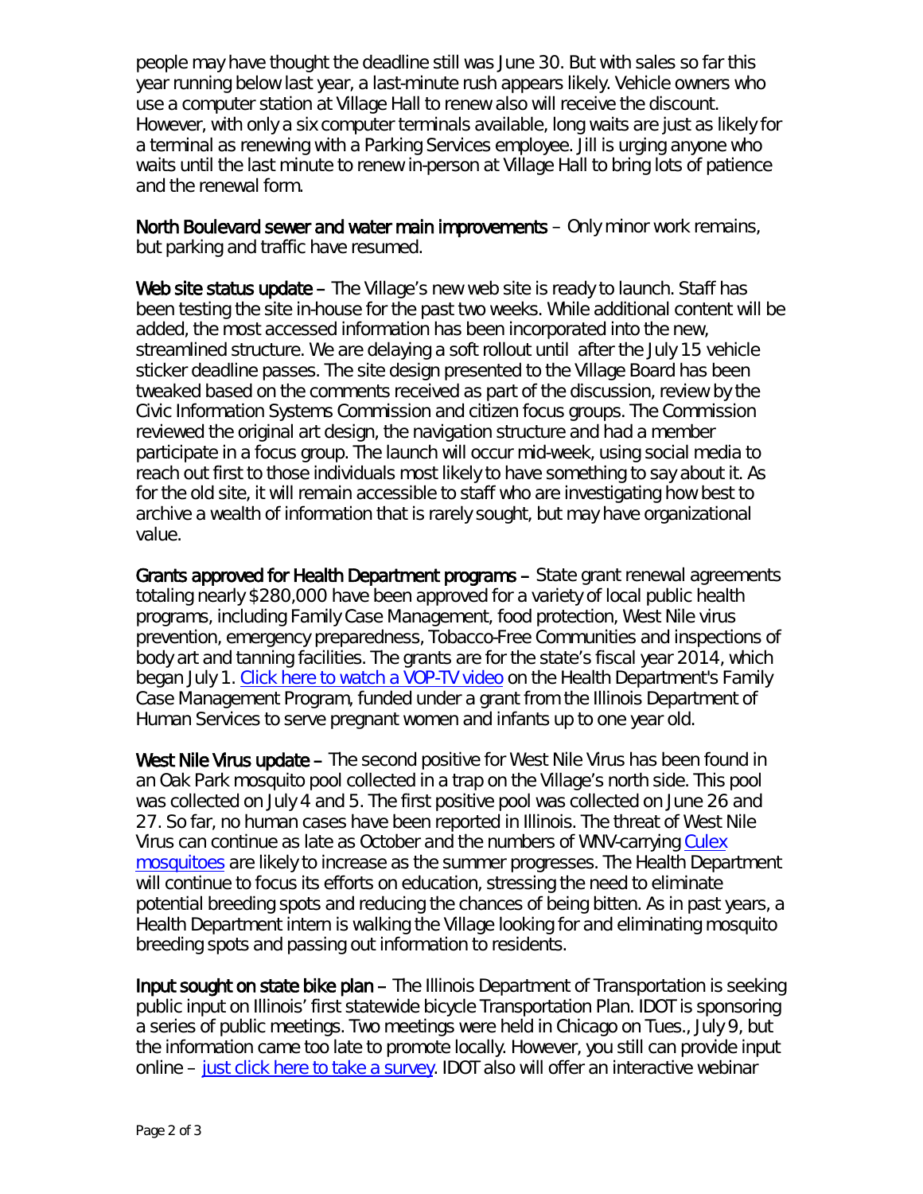people may have thought the deadline still was June 30. But with sales so far this year running below last year, a last-minute rush appears likely. Vehicle owners who use a computer station at Village Hall to renew also will receive the discount. However, with only a six computer terminals available, long waits are just as likely for a terminal as renewing with a Parking Services employee. Jill is urging anyone who waits until the last minute to renew in-person at Village Hall to bring lots of patience and the renewal form.

**North Boulevard sewer and water main improvements** – Only minor work remains, but parking and traffic have resumed.

**Web site status update** – The Village's new web site is ready to launch. Staff has been testing the site in-house for the past two weeks. While additional content will be added, the most accessed information has been incorporated into the new, streamlined structure. We are delaying a soft rollout until after the July 15 vehicle sticker deadline passes. The site design presented to the Village Board has been tweaked based on the comments received as part of the discussion, review by the Civic Information Systems Commission and citizen focus groups. The Commission reviewed the original art design, the navigation structure and had a member participate in a focus group. The launch will occur mid-week, using social media to reach out first to those individuals most likely to have something to say about it. As for the old site, it will remain accessible to staff who are investigating how best to archive a wealth of information that is rarely sought, but may have organizational value.

**Grants approved for Health Department programs** – State grant renewal agreements totaling nearly $280,000 have been approved for a variety of local public health programs, including Family Case Management, food protection, West Nile virus prevention, emergency preparedness, Tobacco-Free Communities and inspections of body art and tanning facilities. The grants are for the state's fiscal year 2014, which began July 1. Click here to watch a VOP-TV video on the Health Department's Family Case Management Program, funded under a grant from the Illinois Department of Human Services to serve pregnant women and infants up to one year old.

**West Nile Virus update** – The second positive for West Nile Virus has been found in an Oak Park mosquito pool collected in a trap on the Village's north side. This pool was collected on July 4 and 5. The first positive pool was collected on June 26 and 27. So far, no human cases have been reported in Illinois. The threat of West Nile Virus can continue as late as October and the numbers of WNV-carrying Culex mosquitoes are likely to increase as the summer progresses. The Health Department will continue to focus its efforts on education, stressing the need to eliminate potential breeding spots and reducing the chances of being bitten. As in past years, a Health Department intern is walking the Village looking for and eliminating mosquito breeding spots and passing out information to residents.

**Input sought on state bike plan** – The Illinois Department of Transportation is seeking public input on Illinois' first statewide bicycle Transportation Plan. IDOT is sponsoring a series of public meetings. Two meetings were held in Chicago on Tues., July 9, but the information came too late to promote locally. However, you still can provide input online – just click here to take a survey. IDOT also will offer an interactive webinar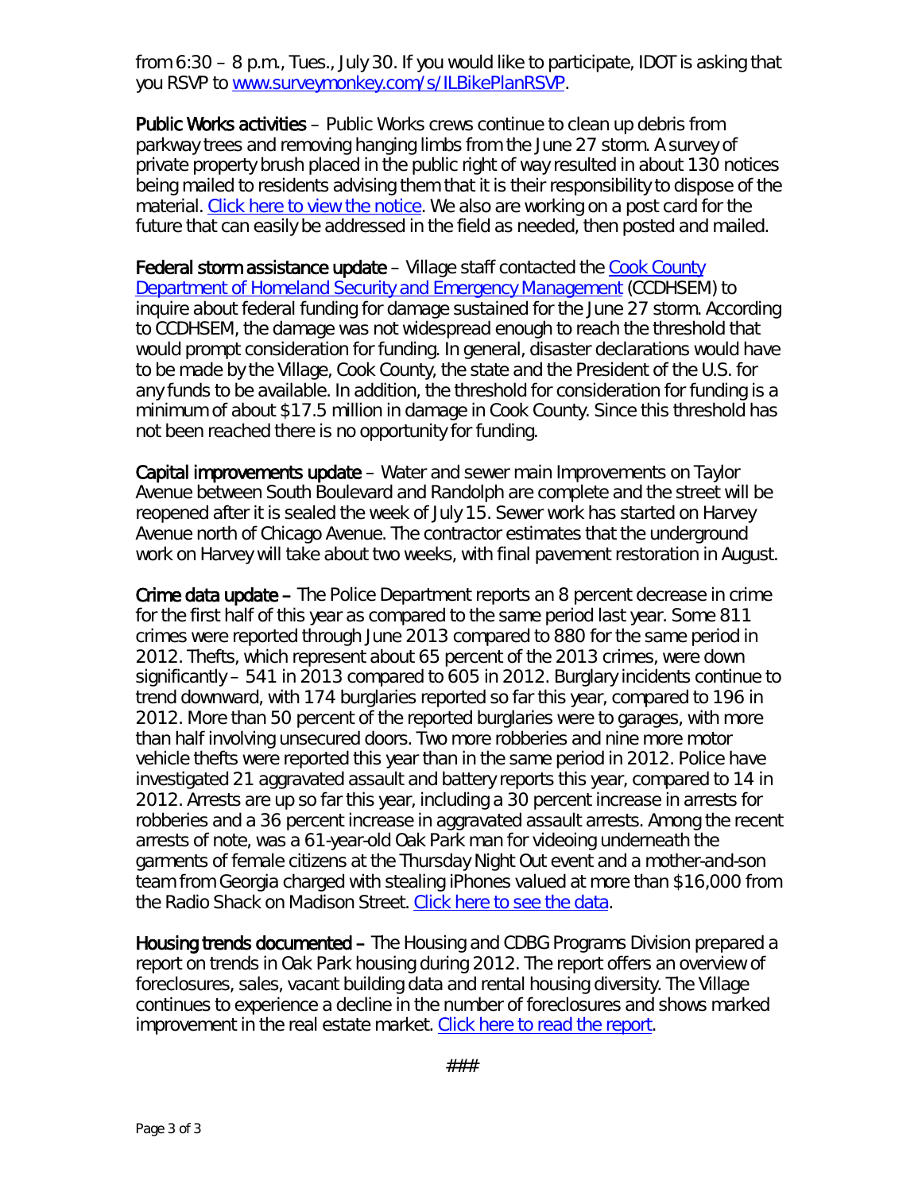from 6:30 – 8 p.m., Tues., July 30. If you would like to participate, IDOT is asking that you RSVP to [www.surveymonkey.com/s/ILBikePlanRSVP](www.surveymonkey.com/s/ILBikePlanRSVP).

**Public Works activities** – Public Works crews continue to clean up debris from parkway trees and removing hanging limbs from the June 27 storm. A survey of private property brush placed in the public right of way resulted in about 130 notices being mailed to residents advising them that it is their responsibility to dispose of the material. Click here to view the notice. We also are working on a post card for the future that can easily be addressed in the field as needed, then posted and mailed.

**Federal storm assistance update** – Village staff contacted the Cook County Department of Homeland Security and Emergency Management (CCDHSEM) to inquire about federal funding for damage sustained for the June 27 storm. According to CCDHSEM, the damage was not widespread enough to reach the threshold that would prompt consideration for funding. In general, disaster declarations would have to be made by the Village, Cook County, the state and the President of the U.S. for any funds to be available. In addition, the threshold for consideration for funding is a minimum of about $17.5 million in damage in Cook County. Since this threshold has not been reached there is no opportunity for funding.

**Capital improvements update** – Water and sewer main Improvements on Taylor Avenue between South Boulevard and Randolph are complete and the street will be reopened after it is sealed the week of July 15. Sewer work has started on Harvey Avenue north of Chicago Avenue. The contractor estimates that the underground work on Harvey will take about two weeks, with final pavement restoration in August.

**Crime data update** – The Police Department reports an 8 percent decrease in crime for the first half of this year as compared to the same period last year. Some 811 crimes were reported through June 2013 compared to 880 for the same period in 2012. Thefts, which represent about 65 percent of the 2013 crimes, were down significantly – 541 in 2013 compared to 605 in 2012. Burglary incidents continue to trend downward, with 174 burglaries reported so far this year, compared to 196 in 2012. More than 50 percent of the reported burglaries were to garages, with more than half involving unsecured doors. Two more robberies and nine more motor vehicle thefts were reported this year than in the same period in 2012. Police have investigated 21 aggravated assault and battery reports this year, compared to 14 in 2012. Arrests are up so far this year, including a 30 percent increase in arrests for robberies and a 36 percent increase in aggravated assault arrests. Among the recent arrests of note, was a 61-year-old Oak Park man for videoing underneath the garments of female citizens at the Thursday Night Out event and a mother-and-son team from Georgia charged with stealing iPhones valued at more than $16,000 from the Radio Shack on Madison Street. Click here to see the data.

**Housing trends documented** – The Housing and CDBG Programs Division prepared a report on trends in Oak Park housing during 2012. The report offers an overview of foreclosures, sales, vacant building data and rental housing diversity. The Village continues to experience a decline in the number of foreclosures and shows marked improvement in the real estate market. Click here to read the report.

###